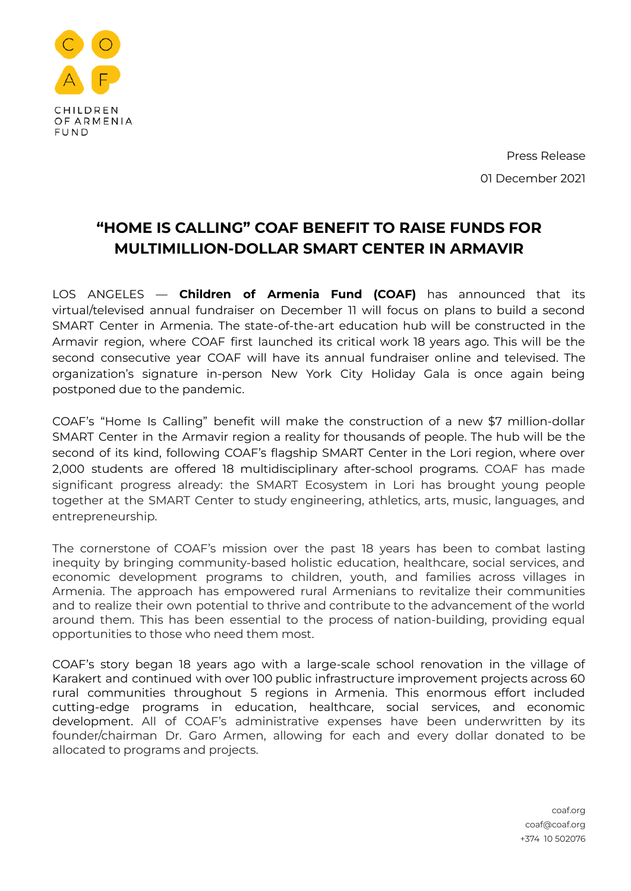CHILDREN OF ARMENIA FUND

Press Release

01 December 2021

# "HOME IS CALLING" COAF BENEFIT TO RAISE FUNDS FOR MULTIMILLION-DOLLAR SMART CENTER IN ARMAVIR

LOS ANGELES — **Children of Armenia Fund (COAF)** has announced that its virtual/televised annual fundraiser on December 11 will focus on plans to build a second SMART Center in Armenia. The state-of-the-art education hub will be constructed in the Armavir region, where COAF first launched its critical work 18 years ago. This will be the second consecutive year COAF will have its annual fundraiser online and televised. The organization's signature in-person New York City Holiday Gala is once again being postponed due to the pandemic.

COAF's "Home Is Calling" benefit will make the construction of a new $7 million-dollar SMART Center in the Armavir region a reality for thousands of people. The hub will be the second of its kind, following COAF's flagship SMART Center in the Lori region, where over 2,000 students are offered 18 multidisciplinary after-school programs. COAF has made significant progress already: the SMART Ecosystem in Lori has brought young people together at the SMART Center to study engineering, athletics, arts, music, languages, and entrepreneurship.

The cornerstone of COAF's mission over the past 18 years has been to combat lasting inequity by bringing community-based holistic education, healthcare, social services, and economic development programs to children, youth, and families across villages in Armenia. The approach has empowered rural Armenians to revitalize their communities and to realize their own potential to thrive and contribute to the advancement of the world around them. This has been essential to the process of nation-building, providing equal opportunities to those who need them most.

COAF's story began 18 years ago with a large-scale school renovation in the village of Karakert and continued with over 100 public infrastructure improvement projects across 60 rural communities throughout 5 regions in Armenia. This enormous effort included cutting-edge programs in education, healthcare, social services, and economic development. All of COAF's administrative expenses have been underwritten by its founder/chairman Dr. Garo Armen, allowing for each and every dollar donated to be allocated to programs and projects.

coaf.org
coaf@coaf.org
+374 10 502076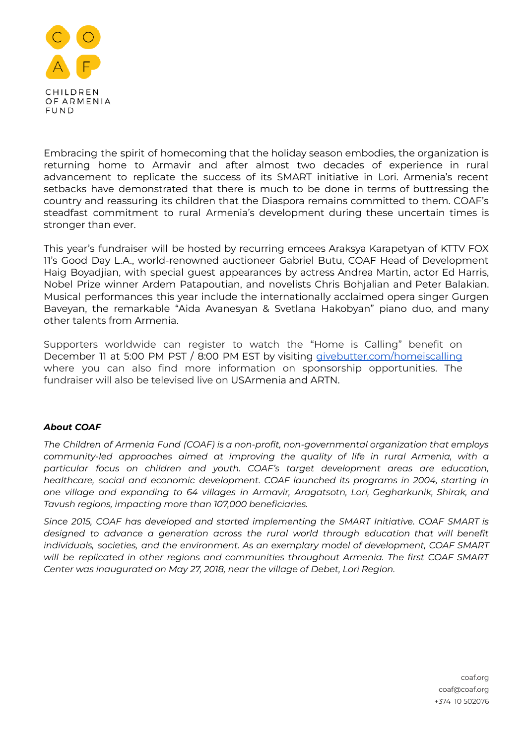Embracing the spirit of homecoming that the holiday season embodies, the organization is returning home to Armavir and after almost two decades of experience in rural advancement to replicate the success of its SMART initiative in Lori. Armenia's recent setbacks have demonstrated that there is much to be done in terms of buttressing the country and reassuring its children that the Diaspora remains committed to them. COAF's steadfast commitment to rural Armenia's development during these uncertain times is stronger than ever.

This year's fundraiser will be hosted by recurring emcees Araksya Karapetyan of KTTV FOX 11's Good Day L.A., world-renowned auctioneer Gabriel Butu, COAF Head of Development Haig Boyadjian, with special guest appearances by actress Andrea Martin, actor Ed Harris, Nobel Prize winner Ardem Patapoutian, and novelists Chris Bohjalian and Peter Balakian. Musical performances this year include the internationally acclaimed opera singer Gurgen Baveyan, the remarkable "Aida Avanesyan & Svetlana Hakobyan" piano duo, and many other talents from Armenia.

Supporters worldwide can register to watch the "Home is Calling" benefit on December 11 at 5:00 PM PST / 8:00 PM EST by visiting givebutter.com/homeiscalling where you can also find more information on sponsorship opportunities. The fundraiser will also be televised live on USArmenia and ARTN.

***About COAF***

*The Children of Armenia Fund (COAF) is a non-profit, non-governmental organization that employs community-led approaches aimed at improving the quality of life in rural Armenia, with a particular focus on children and youth. COAF's target development areas are education, healthcare, social and economic development. COAF launched its programs in 2004, starting in one village and expanding to 64 villages in Armavir, Aragatsotn, Lori, Gegharkunik, Shirak, and Tavush regions, impacting more than 107,000 beneficiaries.*

*Since 2015, COAF has developed and started implementing the SMART Initiative. COAF SMART is designed to advance a generation across the rural world through education that will benefit individuals, societies, and the environment. As an exemplary model of development, COAF SMART will be replicated in other regions and communities throughout Armenia. The first COAF SMART Center was inaugurated on May 27, 2018, near the village of Debet, Lori Region.*